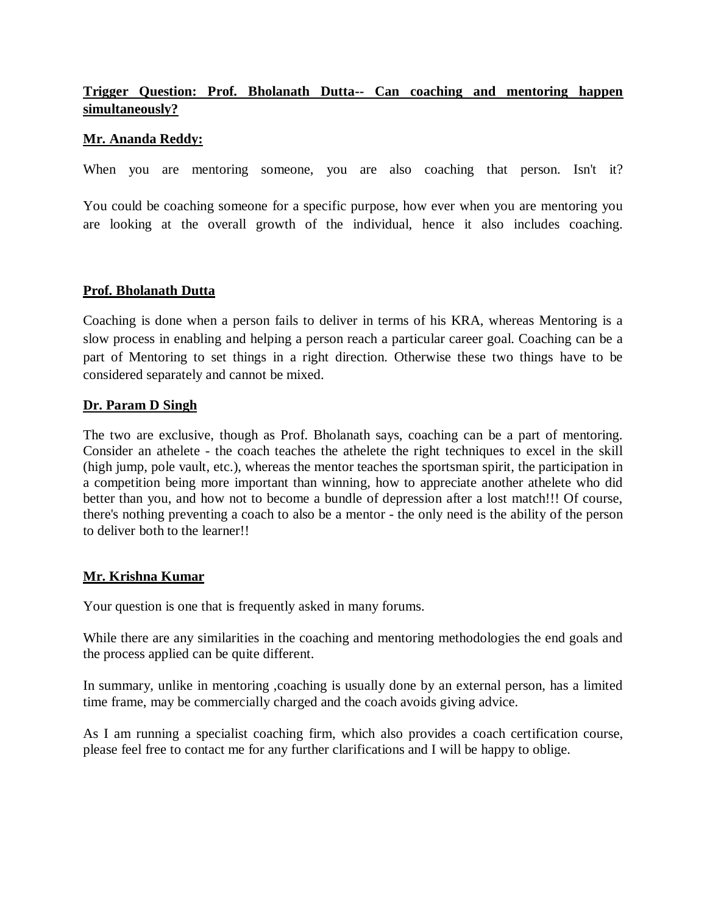**Trigger Question: Prof. Bholanath Dutta-- Can coaching and mentoring happen simultaneously?**

**Mr. Ananda Reddy:**

When you are mentoring someone, you are also coaching that person. Isn't it?

You could be coaching someone for a specific purpose, how ever when you are mentoring you are looking at the overall growth of the individual, hence it also includes coaching.

**Prof. Bholanath Dutta**

Coaching is done when a person fails to deliver in terms of his KRA, whereas Mentoring is a slow process in enabling and helping a person reach a particular career goal. Coaching can be a part of Mentoring to set things in a right direction. Otherwise these two things have to be considered separately and cannot be mixed.

**Dr. Param D Singh**

The two are exclusive, though as Prof. Bholanath says, coaching can be a part of mentoring. Consider an athelete - the coach teaches the athelete the right techniques to excel in the skill (high jump, pole vault, etc.), whereas the mentor teaches the sportsman spirit, the participation in a competition being more important than winning, how to appreciate another athelete who did better than you, and how not to become a bundle of depression after a lost match!!! Of course, there's nothing preventing a coach to also be a mentor - the only need is the ability of the person to deliver both to the learner!!

**Mr. Krishna Kumar**

Your question is one that is frequently asked in many forums.

While there are any similarities in the coaching and mentoring methodologies the end goals and the process applied can be quite different.

In summary, unlike in mentoring ,coaching is usually done by an external person, has a limited time frame, may be commercially charged and the coach avoids giving advice.

As I am running a specialist coaching firm, which also provides a coach certification course, please feel free to contact me for any further clarifications and I will be happy to oblige.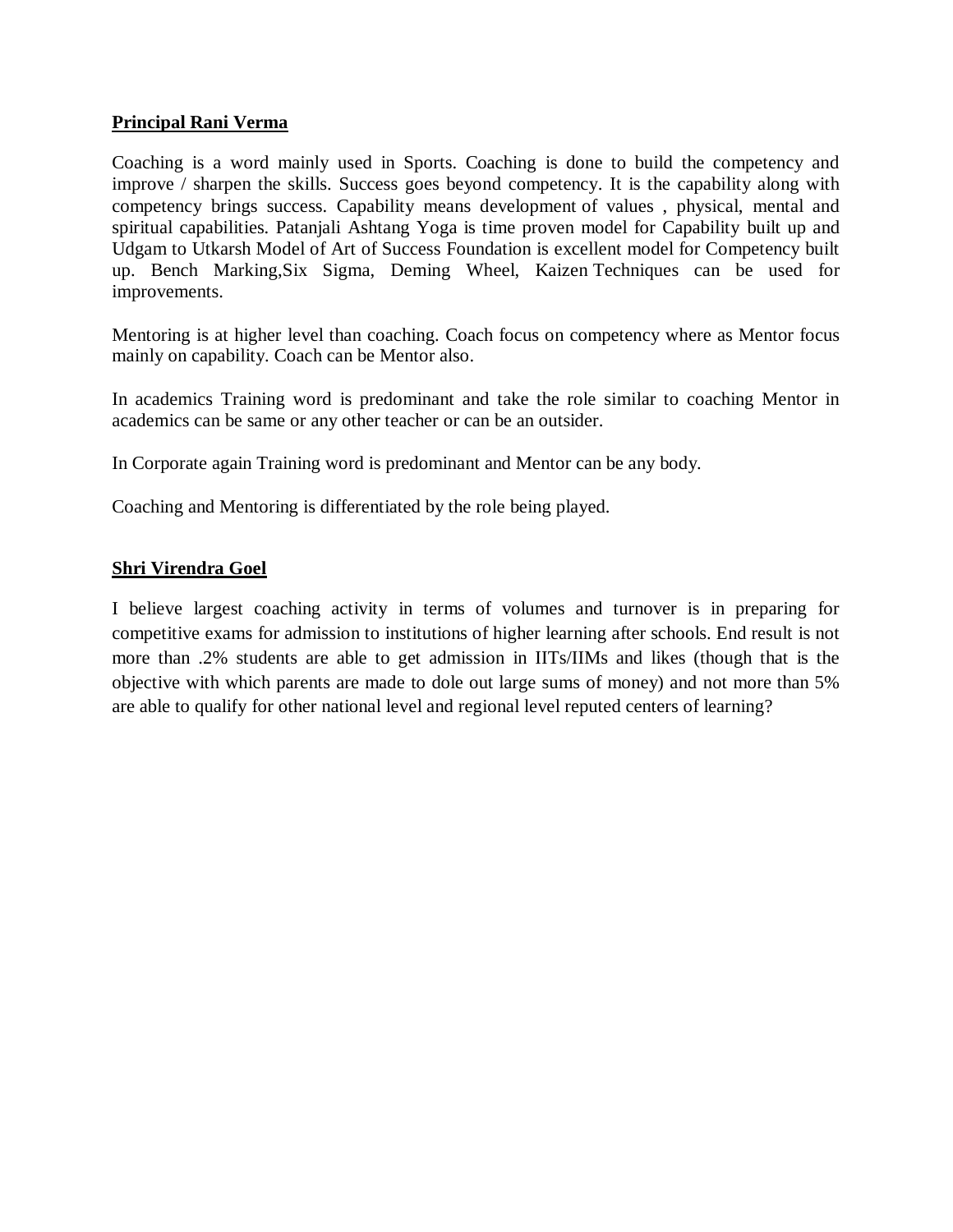**Principal Rani Verma**

Coaching is a word mainly used in Sports. Coaching is done to build the competency and improve / sharpen the skills. Success goes beyond competency. It is the capability along with competency brings success. Capability means development of values , physical, mental and spiritual capabilities. Patanjali Ashtang Yoga is time proven model for Capability built up and Udgam to Utkarsh Model of Art of Success Foundation is excellent model for Competency built up. Bench Marking,Six Sigma, Deming Wheel, Kaizen Techniques can be used for improvements.

Mentoring is at higher level than coaching. Coach focus on competency where as Mentor focus mainly on capability. Coach can be Mentor also.

In academics Training word is predominant and take the role similar to coaching Mentor in academics can be same or any other teacher or can be an outsider.

In Corporate again Training word is predominant and Mentor can be any body.

Coaching and Mentoring is differentiated by the role being played.

**Shri Virendra Goel**

I believe largest coaching activity in terms of volumes and turnover is in preparing for competitive exams for admission to institutions of higher learning after schools. End result is not more than .2% students are able to get admission in IITs/IIMs and likes (though that is the objective with which parents are made to dole out large sums of money) and not more than 5% are able to qualify for other national level and regional level reputed centers of learning?